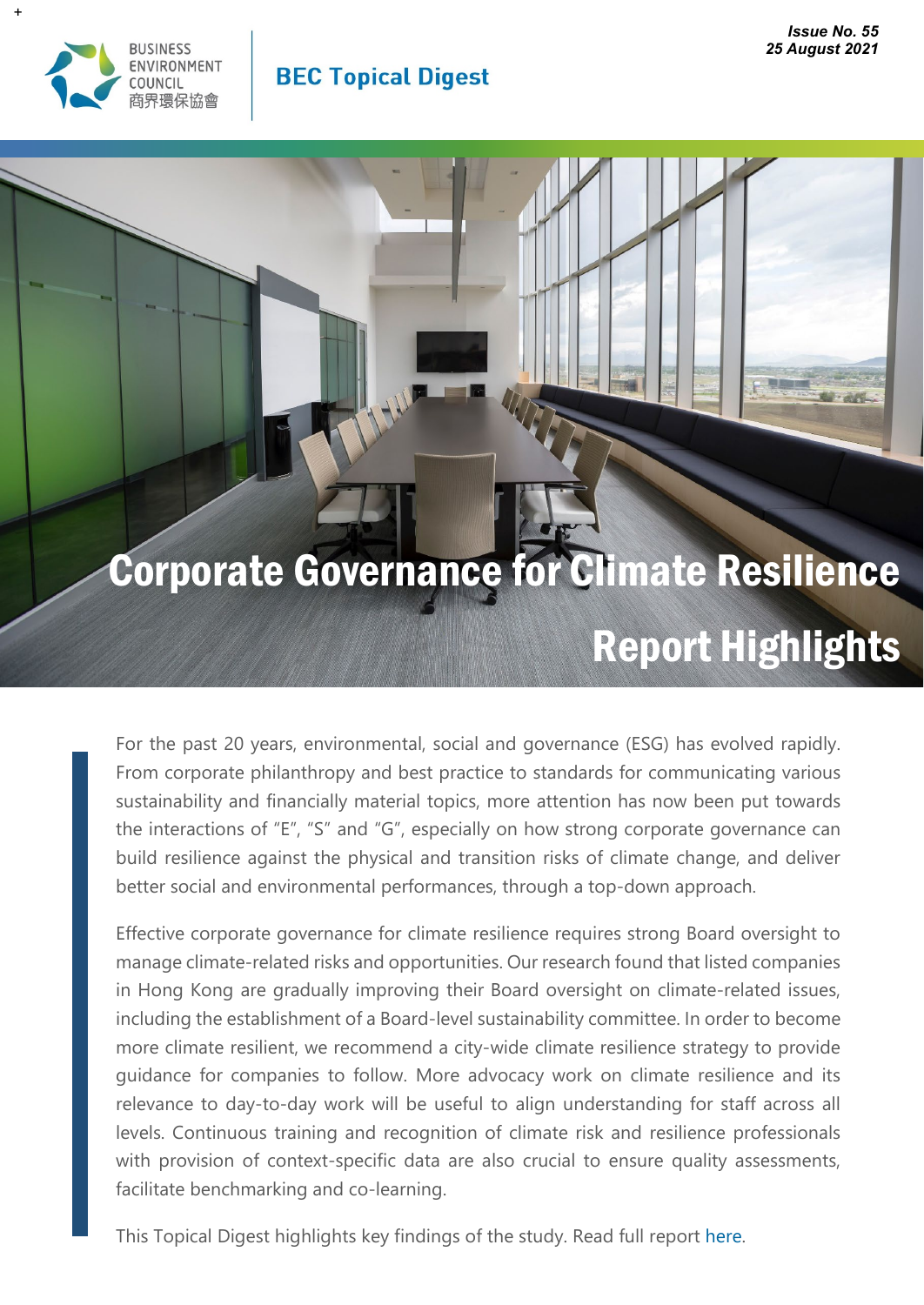BUSINESS ENVIRONMENT COUNCIL 商界環保協會

**BEC Topical Digest**

***Issue No. 55***
***25 August 2021***

# Corporate Governance for Climate Resilience

## Report Highlights

For the past 20 years, environmental, social and governance (ESG) has evolved rapidly. From corporate philanthropy and best practice to standards for communicating various sustainability and financially material topics, more attention has now been put towards the interactions of "E", "S" and "G", especially on how strong corporate governance can build resilience against the physical and transition risks of climate change, and deliver better social and environmental performances, through a top-down approach.

Effective corporate governance for climate resilience requires strong Board oversight to manage climate-related risks and opportunities. Our research found that listed companies in Hong Kong are gradually improving their Board oversight on climate-related issues, including the establishment of a Board-level sustainability committee. In order to become more climate resilient, we recommend a city-wide climate resilience strategy to provide guidance for companies to follow. More advocacy work on climate resilience and its relevance to day-to-day work will be useful to align understanding for staff across all levels. Continuous training and recognition of climate risk and resilience professionals with provision of context-specific data are also crucial to ensure quality assessments, facilitate benchmarking and co-learning.

This Topical Digest highlights key findings of the study. Read full report here.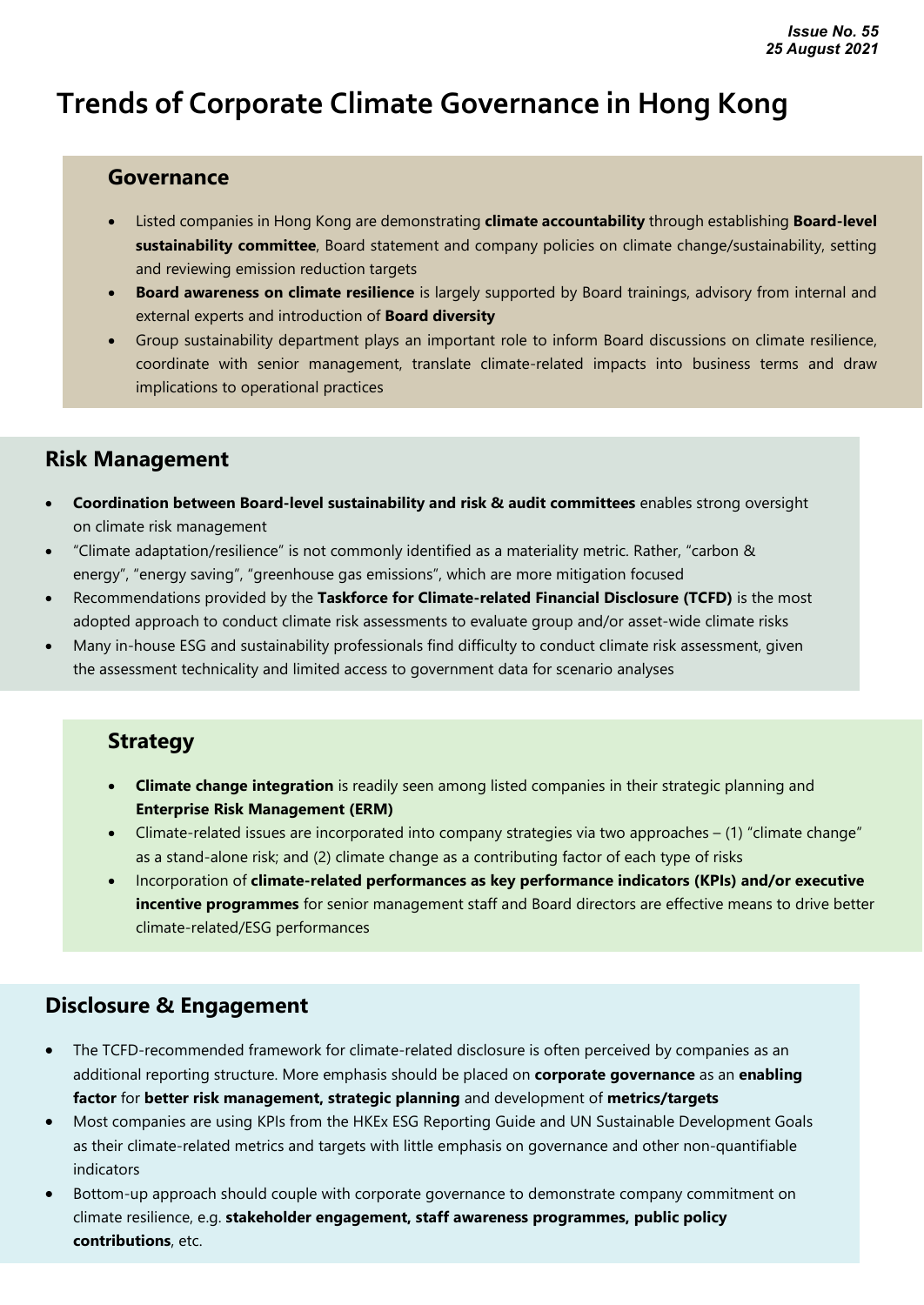*Issue No. 55*
*25 August 2021*

# Trends of Corporate Climate Governance in Hong Kong

## Governance

- Listed companies in Hong Kong are demonstrating **climate accountability** through establishing **Board-level sustainability committee**, Board statement and company policies on climate change/sustainability, setting and reviewing emission reduction targets
- **Board awareness on climate resilience** is largely supported by Board trainings, advisory from internal and external experts and introduction of **Board diversity**
- Group sustainability department plays an important role to inform Board discussions on climate resilience, coordinate with senior management, translate climate-related impacts into business terms and draw implications to operational practices

## Risk Management

- **Coordination between Board-level sustainability and risk & audit committees** enables strong oversight on climate risk management
- "Climate adaptation/resilience" is not commonly identified as a materiality metric. Rather, "carbon & energy", "energy saving", "greenhouse gas emissions", which are more mitigation focused
- Recommendations provided by the **Taskforce for Climate-related Financial Disclosure (TCFD)** is the most adopted approach to conduct climate risk assessments to evaluate group and/or asset-wide climate risks
- Many in-house ESG and sustainability professionals find difficulty to conduct climate risk assessment, given the assessment technicality and limited access to government data for scenario analyses

## Strategy

- **Climate change integration** is readily seen among listed companies in their strategic planning and **Enterprise Risk Management (ERM)**
- Climate-related issues are incorporated into company strategies via two approaches – (1) "climate change" as a stand-alone risk; and (2) climate change as a contributing factor of each type of risks
- Incorporation of **climate-related performances as key performance indicators (KPIs) and/or executive incentive programmes** for senior management staff and Board directors are effective means to drive better climate-related/ESG performances

## Disclosure & Engagement

- The TCFD-recommended framework for climate-related disclosure is often perceived by companies as an additional reporting structure. More emphasis should be placed on **corporate governance** as an **enabling factor** for **better risk management, strategic planning** and development of **metrics/targets**
- Most companies are using KPIs from the HKEx ESG Reporting Guide and UN Sustainable Development Goals as their climate-related metrics and targets with little emphasis on governance and other non-quantifiable indicators
- Bottom-up approach should couple with corporate governance to demonstrate company commitment on climate resilience, e.g. **stakeholder engagement, staff awareness programmes, public policy contributions**, etc.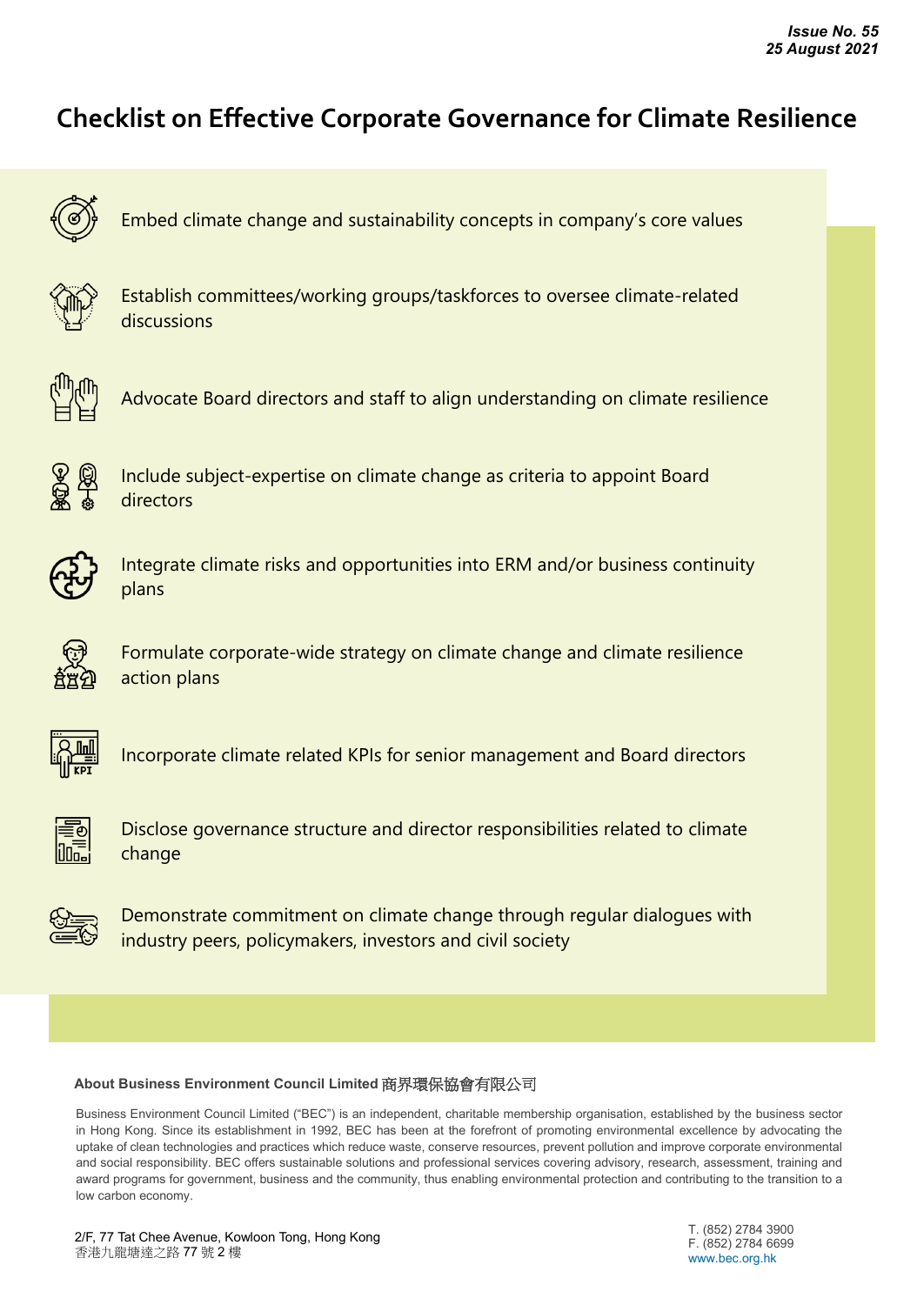# Checklist on Effective Corporate Governance for Climate Resilience

- Embed climate change and sustainability concepts in company's core values
- Establish committees/working groups/taskforces to oversee climate-related discussions
- Advocate Board directors and staff to align understanding on climate resilience
- Include subject-expertise on climate change as criteria to appoint Board directors
- Integrate climate risks and opportunities into ERM and/or business continuity plans
- Formulate corporate-wide strategy on climate change and climate resilience action plans
- Incorporate climate related KPIs for senior management and Board directors
- Disclose governance structure and director responsibilities related to climate change
- Demonstrate commitment on climate change through regular dialogues with industry peers, policymakers, investors and civil society

**About Business Environment Council Limited 商界環保協會有限公司**

Business Environment Council Limited ("BEC") is an independent, charitable membership organisation, established by the business sector in Hong Kong. Since its establishment in 1992, BEC has been at the forefront of promoting environmental excellence by advocating the uptake of clean technologies and practices which reduce waste, conserve resources, prevent pollution and improve corporate environmental and social responsibility. BEC offers sustainable solutions and professional services covering advisory, research, assessment, training and award programs for government, business and the community, thus enabling environmental protection and contributing to the transition to a low carbon economy.

2/F, 77 Tat Chee Avenue, Kowloon Tong, Hong Kong
香港九龍塘達之路 77 號 2 樓

T. (852) 2784 3900
F. (852) 2784 6699
www.bec.org.hk